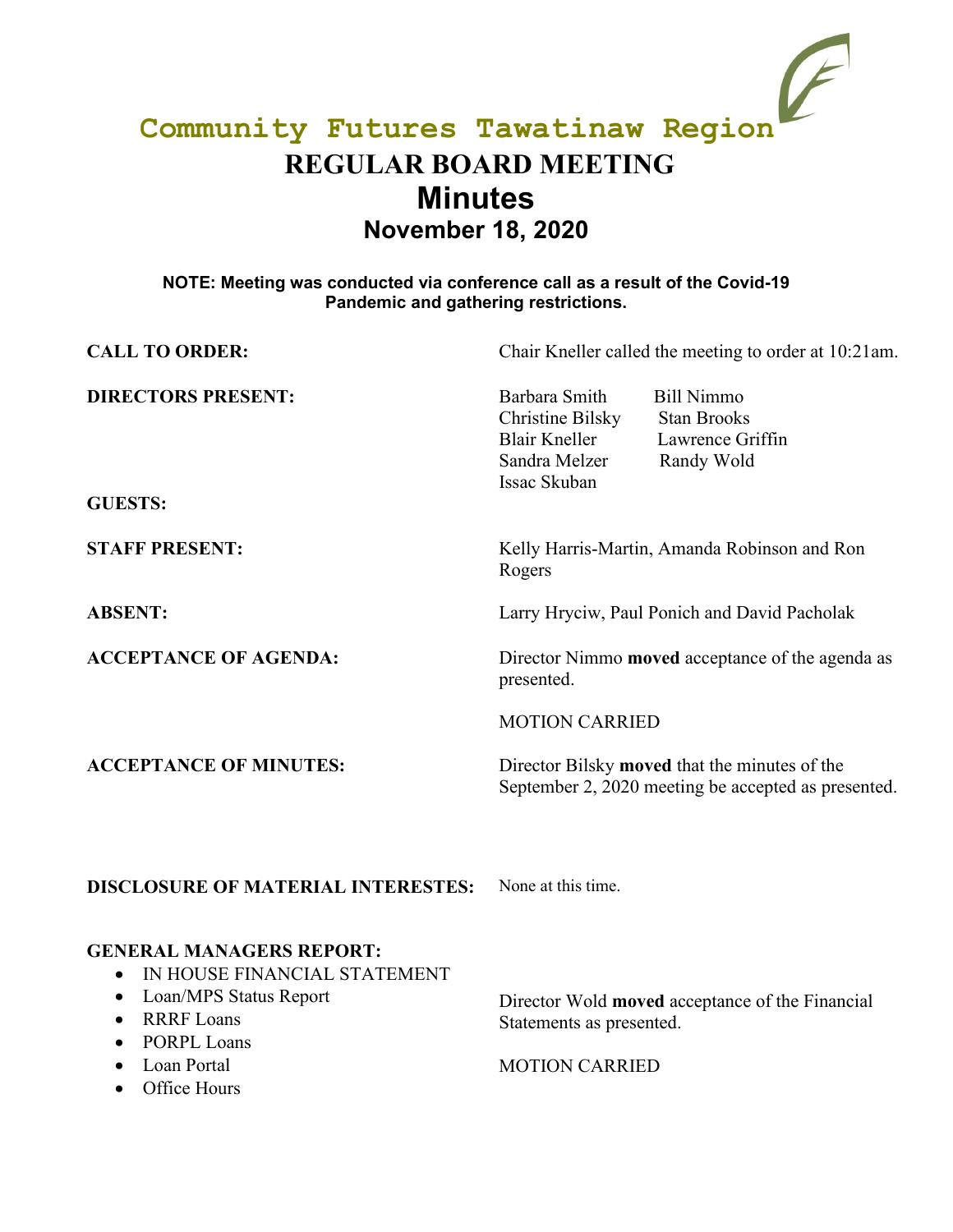# Community Futures Tawatinaw Region

## REGULAR BOARD MEETING

## Minutes

### November 18, 2020

**NOTE: Meeting was conducted via conference call as a result of the Covid-19 Pandemic and gathering restrictions.**

**CALL TO ORDER:** Chair Kneller called the meeting to order at 10:21am.

**DIRECTORS PRESENT:**
Barbara Smith, Bill Nimmo, Christine Bilsky, Stan Brooks, Blair Kneller, Lawrence Griffin, Sandra Melzer, Randy Wold, Issac Skuban

**GUESTS:**

**STAFF PRESENT:** Kelly Harris-Martin, Amanda Robinson and Ron Rogers

**ABSENT:** Larry Hryciw, Paul Ponich and David Pacholak

**ACCEPTANCE OF AGENDA:** Director Nimmo **moved** acceptance of the agenda as presented.

MOTION CARRIED

**ACCEPTANCE OF MINUTES:** Director Bilsky **moved** that the minutes of the September 2, 2020 meeting be accepted as presented.

**DISCLOSURE OF MATERIAL INTERESTES:** None at this time.

**GENERAL MANAGERS REPORT:**

- IN HOUSE FINANCIAL STATEMENT
- Loan/MPS Status Report
- RRRF Loans
- PORPL Loans
- Loan Portal
- Office Hours

Director Wold **moved** acceptance of the Financial Statements as presented.

MOTION CARRIED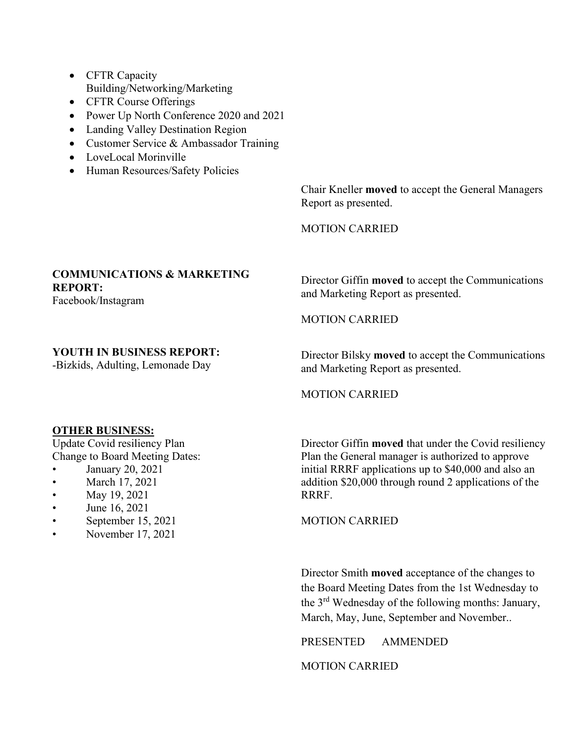- CFTR Capacity Building/Networking/Marketing
- CFTR Course Offerings
- Power Up North Conference 2020 and 2021
- Landing Valley Destination Region
- Customer Service & Ambassador Training
- LoveLocal Morinville
- Human Resources/Safety Policies

Chair Kneller **moved** to accept the General Managers Report as presented.

MOTION CARRIED

**COMMUNICATIONS & MARKETING REPORT:**
Facebook/Instagram

Director Giffin **moved** to accept the Communications and Marketing Report as presented.

MOTION CARRIED

**YOUTH IN BUSINESS REPORT:**
-Bizkids, Adulting, Lemonade Day

Director Bilsky **moved** to accept the Communications and Marketing Report as presented.

MOTION CARRIED

**<u>OTHER BUSINESS:</u>**
Update Covid resiliency Plan
Change to Board Meeting Dates:

- January 20, 2021
- March 17, 2021
- May 19, 2021
- June 16, 2021
- September 15, 2021
- November 17, 2021

Director Giffin **moved** that under the Covid resiliency Plan the General manager is authorized to approve initial RRRF applications up to $40,000 and also an addition $20,000 through round 2 applications of the RRRF.

MOTION CARRIED

Director Smith **moved** acceptance of the changes to the Board Meeting Dates from the 1st Wednesday to the 3rd Wednesday of the following months: January, March, May, June, September and November..

PRESENTED AMMENDED

MOTION CARRIED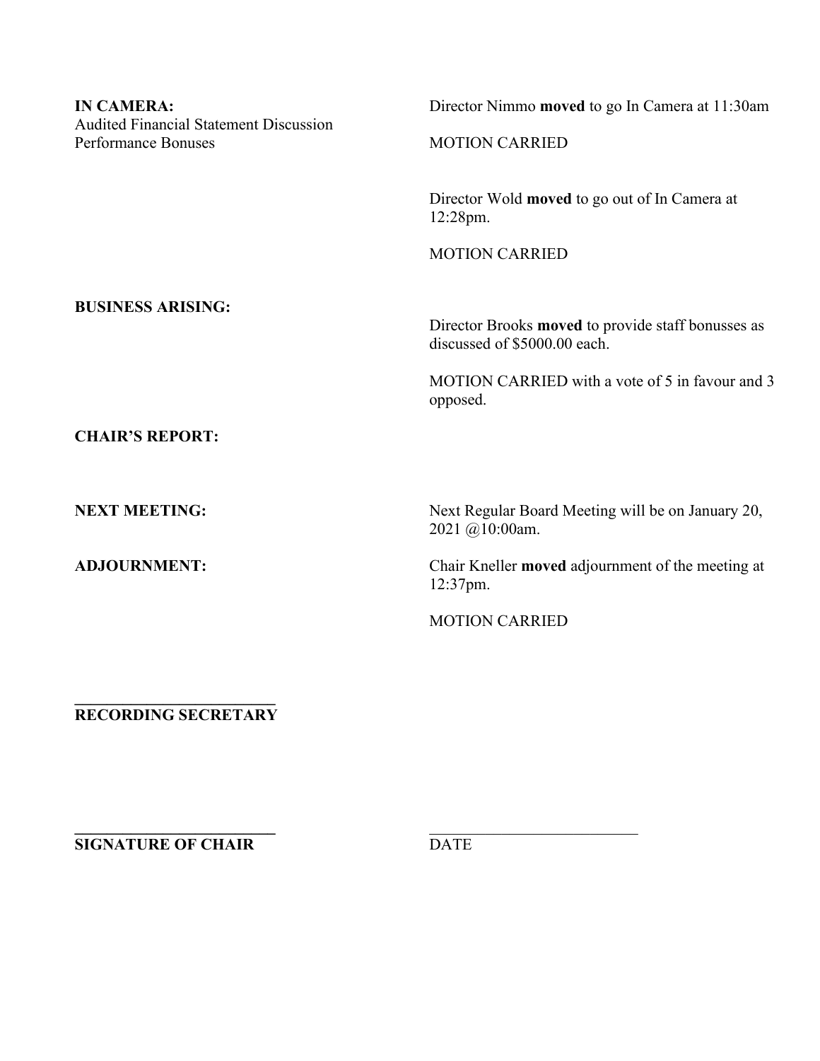**IN CAMERA:**
Audited Financial Statement Discussion
Performance Bonuses

Director Nimmo **moved** to go In Camera at 11:30am

MOTION CARRIED

Director Wold **moved** to go out of In Camera at 12:28pm.

MOTION CARRIED

**BUSINESS ARISING:**

Director Brooks **moved** to provide staff bonusses as discussed of $5000.00 each.

MOTION CARRIED with a vote of 5 in favour and 3 opposed.

**CHAIR'S REPORT:**

**NEXT MEETING:**

Next Regular Board Meeting will be on January 20, 2021 @10:00am.

**ADJOURNMENT:**

Chair Kneller **moved** adjournment of the meeting at 12:37pm.

MOTION CARRIED

\_\_\_\_\_\_\_\_\_\_\_\_\_\_\_\_\_\_\_\_\_\_\_\_\_
**RECORDING SECRETARY**

\_\_\_\_\_\_\_\_\_\_\_\_\_\_\_\_\_\_\_\_\_\_\_\_\_
**SIGNATURE OF CHAIR**

\_\_\_\_\_\_\_\_\_\_\_\_\_\_\_\_\_\_\_\_\_\_\_\_\_
DATE